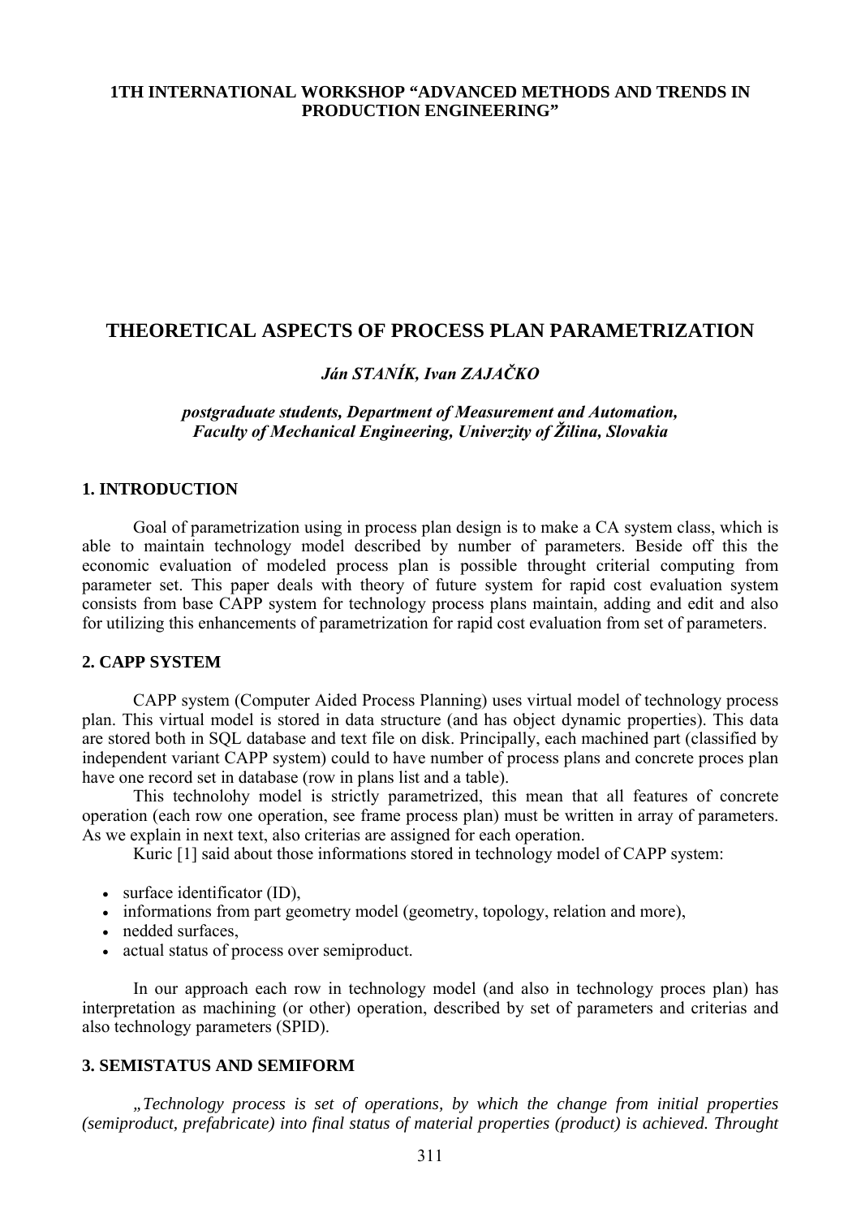**1TH INTERNATIONAL WORKSHOP "ADVANCED METHODS AND TRENDS IN PRODUCTION ENGINEERING"**

# THEORETICAL ASPECTS OF PROCESS PLAN PARAMETRIZATION

***Ján STANÍK, Ivan ZAJAČKO***

***postgraduate students, Department of Measurement and Automation, Faculty of Mechanical Engineering, Univerzity of Žilina, Slovakia***

## 1. INTRODUCTION

Goal of parametrization using in process plan design is to make a CA system class, which is able to maintain technology model described by number of parameters. Beside off this the economic evaluation of modeled process plan is possible throught criterial computing from parameter set. This paper deals with theory of future system for rapid cost evaluation system consists from base CAPP system for technology process plans maintain, adding and edit and also for utilizing this enhancements of parametrization for rapid cost evaluation from set of parameters.

## 2. CAPP SYSTEM

CAPP system (Computer Aided Process Planning) uses virtual model of technology process plan. This virtual model is stored in data structure (and has object dynamic properties). This data are stored both in SQL database and text file on disk. Principally, each machined part (classified by independent variant CAPP system) could to have number of process plans and concrete proces plan have one record set in database (row in plans list and a table).

This technolohy model is strictly parametrized, this mean that all features of concrete operation (each row one operation, see frame process plan) must be written in array of parameters. As we explain in next text, also criterias are assigned for each operation.

Kuric [1] said about those informations stored in technology model of CAPP system:

- surface identificator (ID),
- informations from part geometry model (geometry, topology, relation and more),
- nedded surfaces,
- actual status of process over semiproduct.

In our approach each row in technology model (and also in technology proces plan) has interpretation as machining (or other) operation, described by set of parameters and criterias and also technology parameters (SPID).

## 3. SEMISTATUS AND SEMIFORM

*„Technology process is set of operations, by which the change from initial properties (semiproduct, prefabricate) into final status of material properties (product) is achieved. Throught*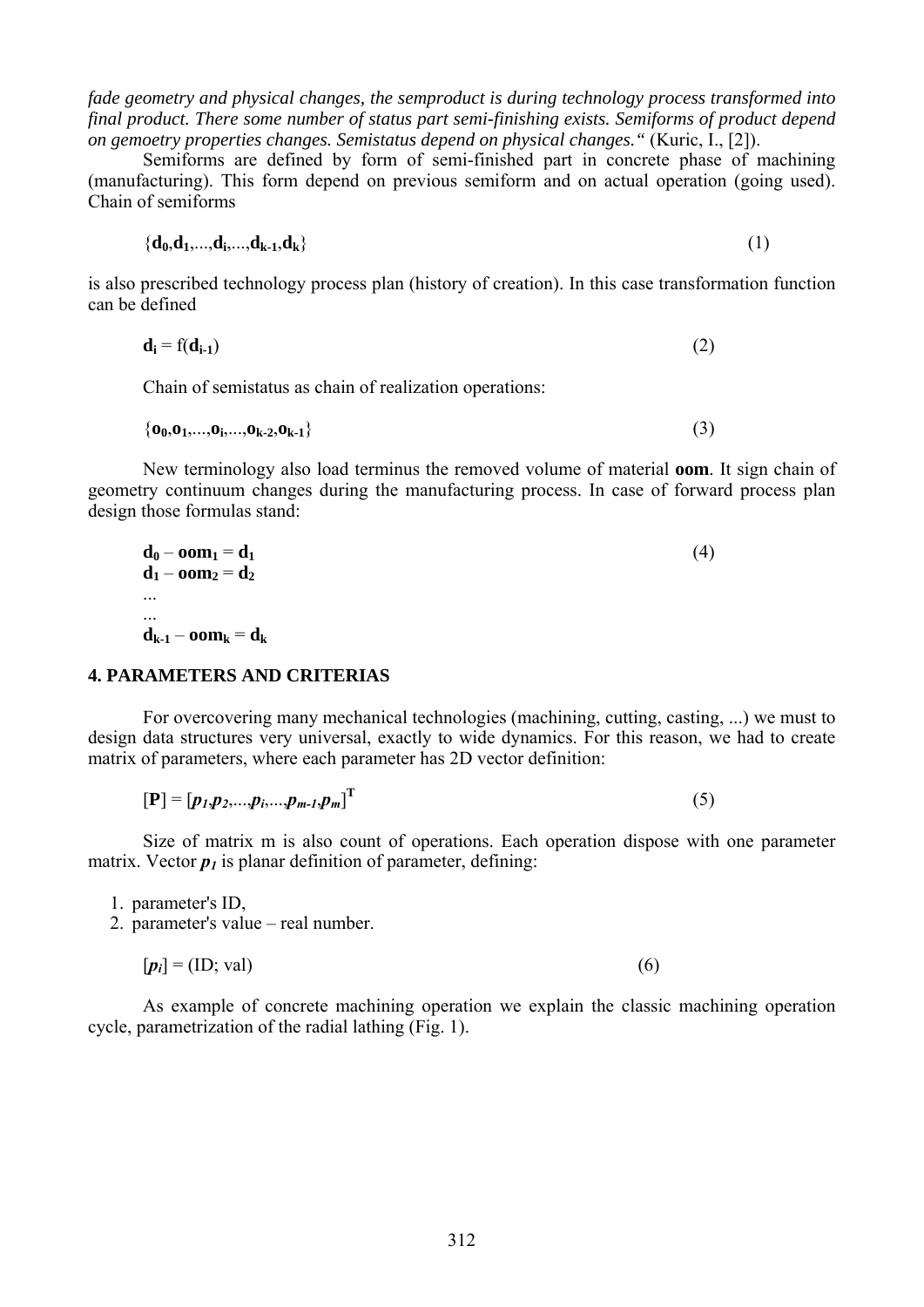*fade geometry and physical changes, the semproduct is during technology process transformed into final product. There some number of status part semi-finishing exists. Semiforms of product depend on gemoetry properties changes. Semistatus depend on physical changes."* (Kuric, I., [2]).

Semiforms are defined by form of semi-finished part in concrete phase of machining (manufacturing). This form depend on previous semiform and on actual operation (going used). Chain of semiforms

$$\{\mathbf{d_0},\mathbf{d_1},...,\mathbf{d_i},...,\mathbf{d_{k-1}},\mathbf{d_k}\} \tag{1}$$

is also prescribed technology process plan (history of creation). In this case transformation function can be defined

$$\mathbf{d_i} = \mathrm{f}(\mathbf{d_{i-1}}) \tag{2}$$

Chain of semistatus as chain of realization operations:

$$\{\mathbf{o_0},\mathbf{o_1},...,\mathbf{o_i},...,\mathbf{o_{k-2}},\mathbf{o_{k-1}}\} \tag{3}$$

New terminology also load terminus the removed volume of material **oom**. It sign chain of geometry continuum changes during the manufacturing process. In case of forward process plan design those formulas stand:

$$
\begin{aligned}
&\mathbf{d_0} - \mathbf{oom_1} = \mathbf{d_1} \\
&\mathbf{d_1} - \mathbf{oom_2} = \mathbf{d_2} \\
&... \\
&... \\
&\mathbf{d_{k-1}} - \mathbf{oom_k} = \mathbf{d_k}
\end{aligned}
\tag{4}
$$

## 4. PARAMETERS AND CRITERIAS

For overcovering many mechanical technologies (machining, cutting, casting, ...) we must to design data structures very universal, exactly to wide dynamics. For this reason, we had to create matrix of parameters, where each parameter has 2D vector definition:

$$[\mathbf{P}] = [\boldsymbol{p_1},\boldsymbol{p_2},...,\boldsymbol{p_i},...,\boldsymbol{p_{m-1}},\boldsymbol{p_m}]^{\mathbf{T}} \tag{5}$$

Size of matrix m is also count of operations. Each operation dispose with one parameter matrix. Vector $\boldsymbol{p_1}$ is planar definition of parameter, defining:

1. parameter's ID,
2. parameter's value – real number.

$$[\boldsymbol{p_i}] = (\mathrm{ID};\ \mathrm{val}) \tag{6}$$

As example of concrete machining operation we explain the classic machining operation cycle, parametrization of the radial lathing (Fig. 1).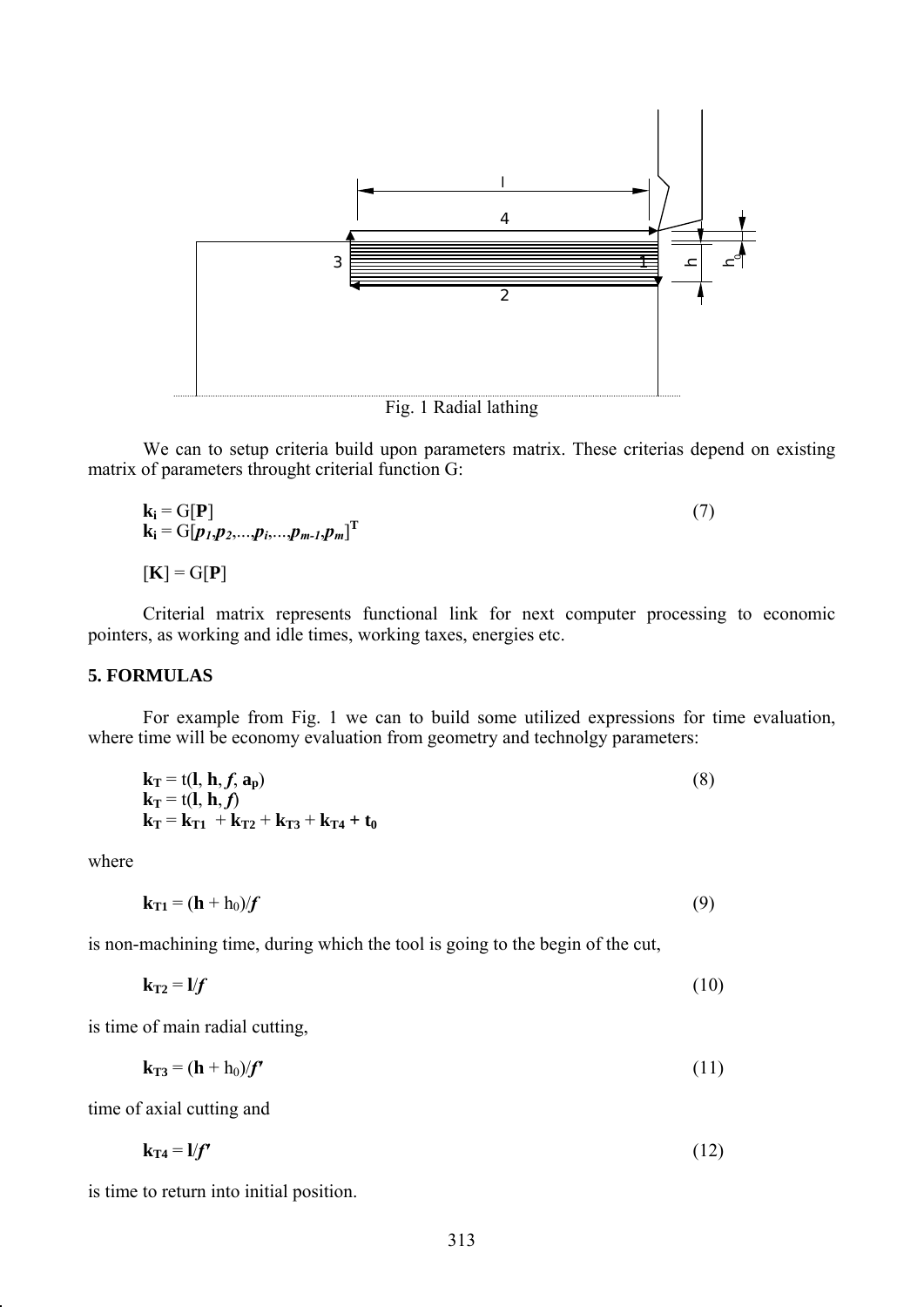Fig. 1 Radial lathing

We can to setup criteria build upon parameters matrix. These criterias depend on existing matrix of parameters throught criterial function G:

$$\mathbf{k_i} = \mathrm{G}[\mathbf{P}] \tag{7}$$

$$\mathbf{k_i} = \mathrm{G}[\boldsymbol{p_1}, \boldsymbol{p_2}, \ldots, \boldsymbol{p_i}, \ldots, \boldsymbol{p_{m-1}}, \boldsymbol{p_m}]^{\mathbf{T}}$$

$$[\mathbf{K}] = \mathrm{G}[\mathbf{P}]$$

Criterial matrix represents functional link for next computer processing to economic pointers, as working and idle times, working taxes, energies etc.

## 5. FORMULAS

For example from Fig. 1 we can to build some utilized expressions for time evaluation, where time will be economy evaluation from geometry and technolgy parameters:

$$\mathbf{k_T} = \mathrm{t}(\mathbf{l}, \mathbf{h}, \boldsymbol{f}, \mathbf{a_p}) \tag{8}$$

$$\mathbf{k_T} = \mathrm{t}(\mathbf{l}, \mathbf{h}, \boldsymbol{f})$$

$$\mathbf{k_T} = \mathbf{k_{T1}} + \mathbf{k_{T2}} + \mathbf{k_{T3}} + \mathbf{k_{T4}} + \mathbf{t_0}$$

where

$$\mathbf{k_{T1}} = (\mathbf{h} + \mathrm{h}_0)/\boldsymbol{f} \tag{9}$$

is non-machining time, during which the tool is going to the begin of the cut,

$$\mathbf{k_{T2}} = \mathbf{l}/\boldsymbol{f} \tag{10}$$

is time of main radial cutting,

$$\mathbf{k_{T3}} = (\mathbf{h} + \mathrm{h}_0)/\boldsymbol{f'} \tag{11}$$

time of axial cutting and

$$\mathbf{k_{T4}} = \mathbf{l}/\boldsymbol{f'} \tag{12}$$

is time to return into initial position.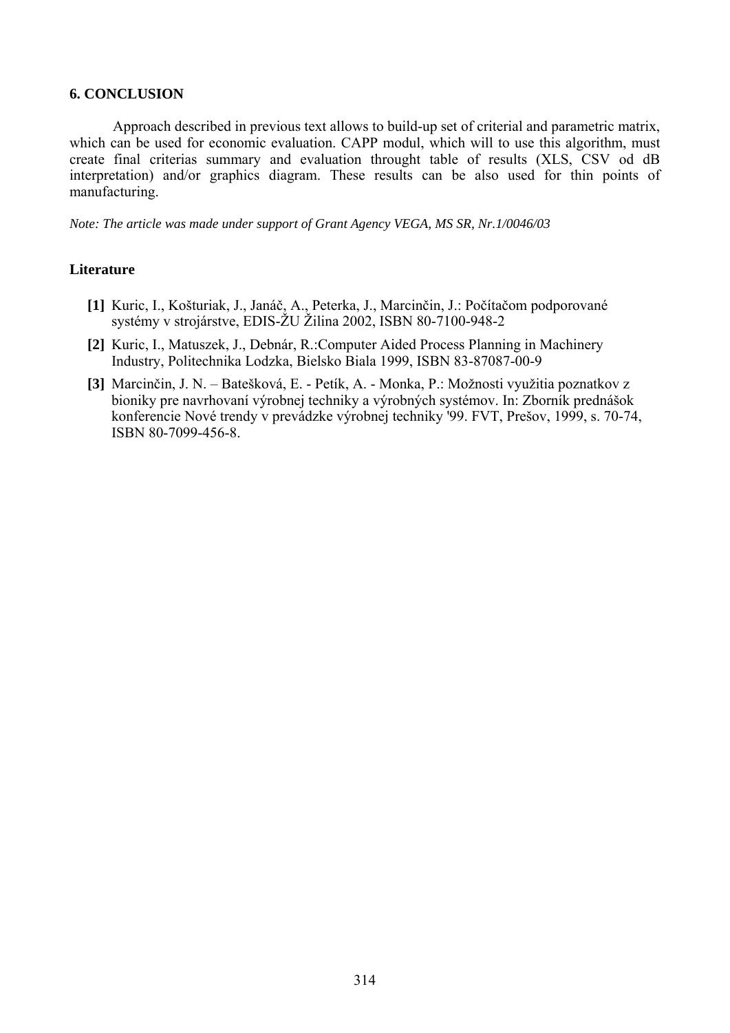## 6. CONCLUSION

Approach described in previous text allows to build-up set of criterial and parametric matrix, which can be used for economic evaluation. CAPP modul, which will to use this algorithm, must create final criterias summary and evaluation throught table of results (XLS, CSV od dB interpretation) and/or graphics diagram. These results can be also used for thin points of manufacturing.

*Note: The article was made under support of Grant Agency VEGA, MS SR, Nr.1/0046/03*

### Literature

**[1]** Kuric, I., Košturiak, J., Janáč, A., Peterka, J., Marcinčin, J.: Počítačom podporované systémy v strojárstve, EDIS-ŽU Žilina 2002, ISBN 80-7100-948-2

**[2]** Kuric, I., Matuszek, J., Debnár, R.:Computer Aided Process Planning in Machinery Industry, Politechnika Lodzka, Bielsko Biala 1999, ISBN 83-87087-00-9

**[3]** Marcinčin, J. N. – Batešková, E. - Petík, A. - Monka, P.: Možnosti využitia poznatkov z bioniky pre navrhovaní výrobnej techniky a výrobných systémov. In: Zborník prednášok konferencie Nové trendy v prevádzke výrobnej techniky '99. FVT, Prešov, 1999, s. 70-74, ISBN 80-7099-456-8.